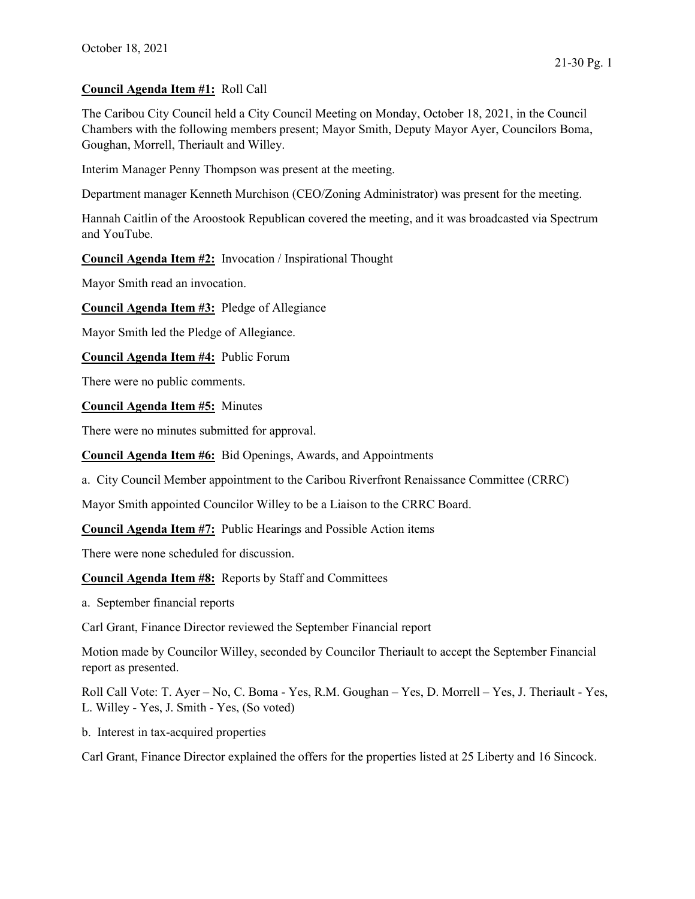October 18, 2021

**Council Agenda Item #1:** Roll Call

The Caribou City Council held a City Council Meeting on Monday, October 18, 2021, in the Council Chambers with the following members present; Mayor Smith, Deputy Mayor Ayer, Councilors Boma, Goughan, Morrell, Theriault and Willey.

Interim Manager Penny Thompson was present at the meeting.

Department manager Kenneth Murchison (CEO/Zoning Administrator) was present for the meeting.

Hannah Caitlin of the Aroostook Republican covered the meeting, and it was broadcasted via Spectrum and YouTube.

**Council Agenda Item #2:** Invocation / Inspirational Thought

Mayor Smith read an invocation.

**Council Agenda Item #3:** Pledge of Allegiance

Mayor Smith led the Pledge of Allegiance.

**Council Agenda Item #4:** Public Forum

There were no public comments.

**Council Agenda Item #5:** Minutes

There were no minutes submitted for approval.

**Council Agenda Item #6:** Bid Openings, Awards, and Appointments

a. City Council Member appointment to the Caribou Riverfront Renaissance Committee (CRRC)

Mayor Smith appointed Councilor Willey to be a Liaison to the CRRC Board.

**Council Agenda Item #7:** Public Hearings and Possible Action items

There were none scheduled for discussion.

**Council Agenda Item #8:** Reports by Staff and Committees

a. September financial reports

Carl Grant, Finance Director reviewed the September Financial report

Motion made by Councilor Willey, seconded by Councilor Theriault to accept the September Financial report as presented.

Roll Call Vote: T. Ayer – No, C. Boma - Yes, R.M. Goughan – Yes, D. Morrell – Yes, J. Theriault - Yes, L. Willey - Yes, J. Smith - Yes, (So voted)

b. Interest in tax-acquired properties

Carl Grant, Finance Director explained the offers for the properties listed at 25 Liberty and 16 Sincock.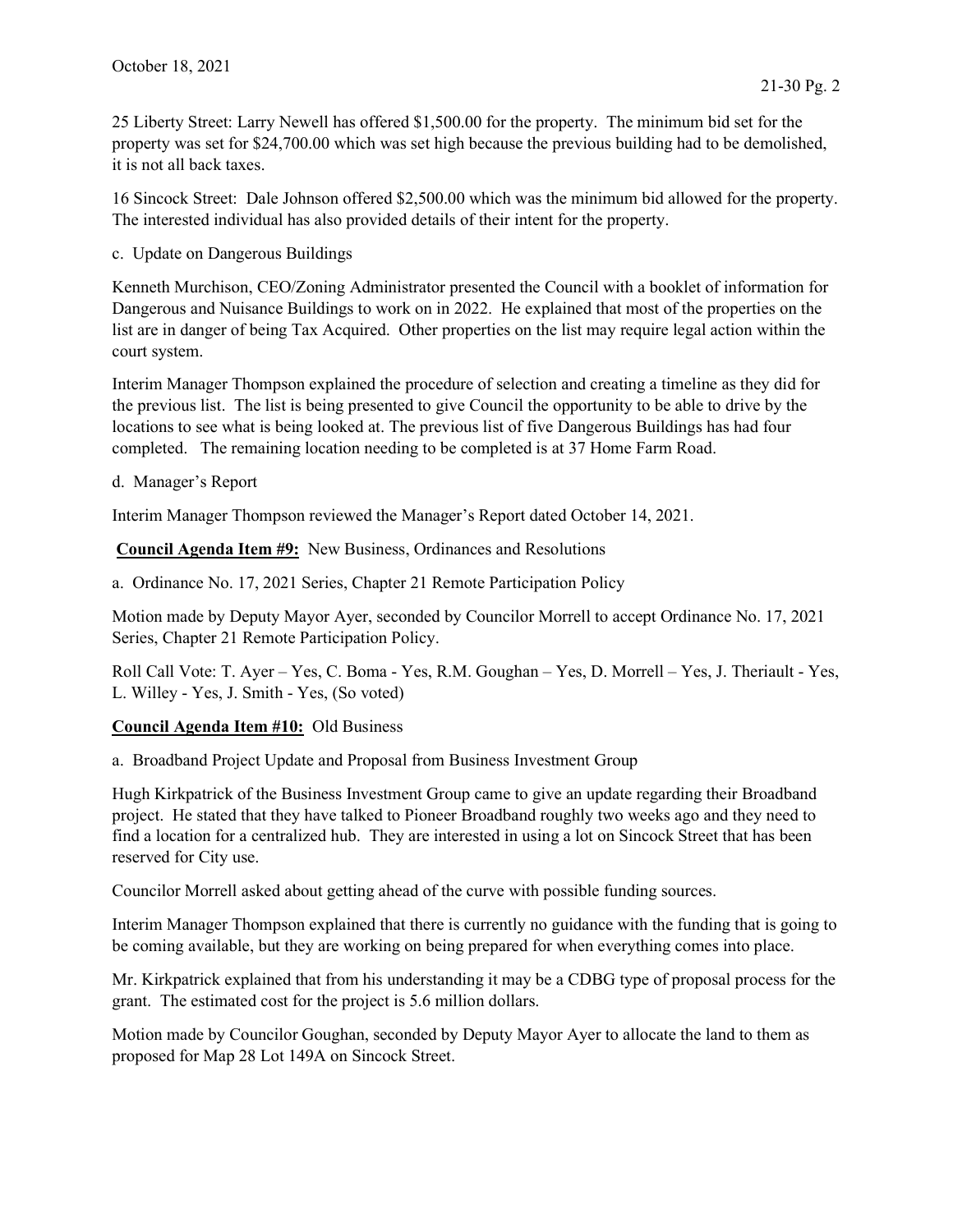25 Liberty Street: Larry Newell has offered $1,500.00 for the property. The minimum bid set for the property was set for $24,700.00 which was set high because the previous building had to be demolished, it is not all back taxes.

16 Sincock Street: Dale Johnson offered $2,500.00 which was the minimum bid allowed for the property. The interested individual has also provided details of their intent for the property.

c. Update on Dangerous Buildings

Kenneth Murchison, CEO/Zoning Administrator presented the Council with a booklet of information for Dangerous and Nuisance Buildings to work on in 2022. He explained that most of the properties on the list are in danger of being Tax Acquired. Other properties on the list may require legal action within the court system.

Interim Manager Thompson explained the procedure of selection and creating a timeline as they did for the previous list. The list is being presented to give Council the opportunity to be able to drive by the locations to see what is being looked at. The previous list of five Dangerous Buildings has had four completed. The remaining location needing to be completed is at 37 Home Farm Road.

d. Manager's Report

Interim Manager Thompson reviewed the Manager's Report dated October 14, 2021.

**Council Agenda Item #9:** New Business, Ordinances and Resolutions

a. Ordinance No. 17, 2021 Series, Chapter 21 Remote Participation Policy

Motion made by Deputy Mayor Ayer, seconded by Councilor Morrell to accept Ordinance No. 17, 2021 Series, Chapter 21 Remote Participation Policy.

Roll Call Vote: T. Ayer – Yes, C. Boma - Yes, R.M. Goughan – Yes, D. Morrell – Yes, J. Theriault - Yes, L. Willey - Yes, J. Smith - Yes, (So voted)

**Council Agenda Item #10:** Old Business

a. Broadband Project Update and Proposal from Business Investment Group

Hugh Kirkpatrick of the Business Investment Group came to give an update regarding their Broadband project. He stated that they have talked to Pioneer Broadband roughly two weeks ago and they need to find a location for a centralized hub. They are interested in using a lot on Sincock Street that has been reserved for City use.

Councilor Morrell asked about getting ahead of the curve with possible funding sources.

Interim Manager Thompson explained that there is currently no guidance with the funding that is going to be coming available, but they are working on being prepared for when everything comes into place.

Mr. Kirkpatrick explained that from his understanding it may be a CDBG type of proposal process for the grant. The estimated cost for the project is 5.6 million dollars.

Motion made by Councilor Goughan, seconded by Deputy Mayor Ayer to allocate the land to them as proposed for Map 28 Lot 149A on Sincock Street.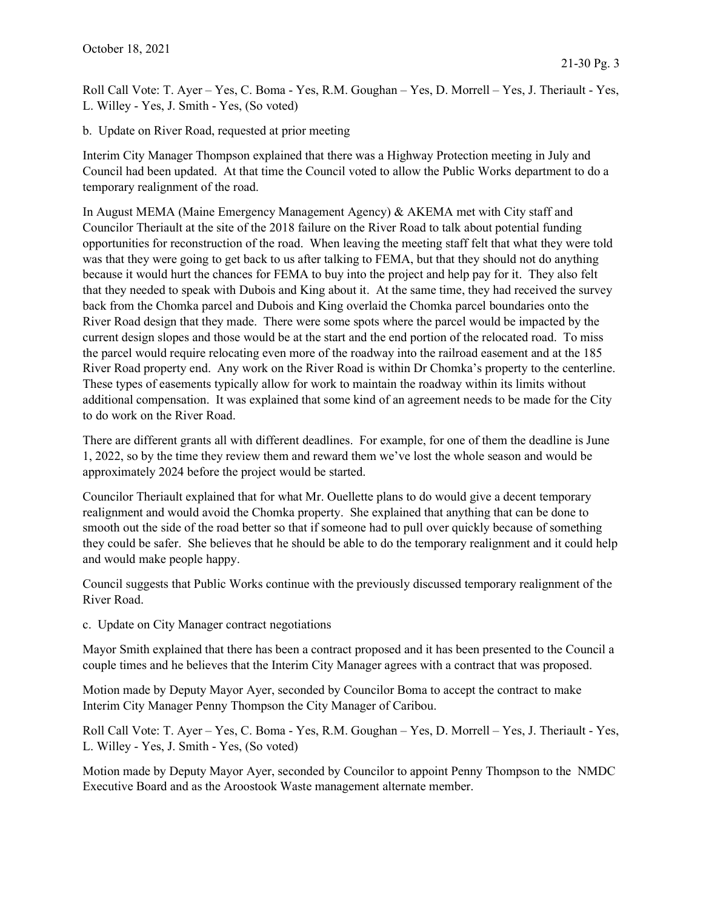Roll Call Vote: T. Ayer – Yes, C. Boma - Yes, R.M. Goughan – Yes, D. Morrell – Yes, J. Theriault - Yes, L. Willey - Yes, J. Smith - Yes, (So voted)

b. Update on River Road, requested at prior meeting

Interim City Manager Thompson explained that there was a Highway Protection meeting in July and Council had been updated. At that time the Council voted to allow the Public Works department to do a temporary realignment of the road.

In August MEMA (Maine Emergency Management Agency) & AKEMA met with City staff and Councilor Theriault at the site of the 2018 failure on the River Road to talk about potential funding opportunities for reconstruction of the road. When leaving the meeting staff felt that what they were told was that they were going to get back to us after talking to FEMA, but that they should not do anything because it would hurt the chances for FEMA to buy into the project and help pay for it. They also felt that they needed to speak with Dubois and King about it. At the same time, they had received the survey back from the Chomka parcel and Dubois and King overlaid the Chomka parcel boundaries onto the River Road design that they made. There were some spots where the parcel would be impacted by the current design slopes and those would be at the start and the end portion of the relocated road. To miss the parcel would require relocating even more of the roadway into the railroad easement and at the 185 River Road property end. Any work on the River Road is within Dr Chomka's property to the centerline. These types of easements typically allow for work to maintain the roadway within its limits without additional compensation. It was explained that some kind of an agreement needs to be made for the City to do work on the River Road.

There are different grants all with different deadlines. For example, for one of them the deadline is June 1, 2022, so by the time they review them and reward them we've lost the whole season and would be approximately 2024 before the project would be started.

Councilor Theriault explained that for what Mr. Ouellette plans to do would give a decent temporary realignment and would avoid the Chomka property. She explained that anything that can be done to smooth out the side of the road better so that if someone had to pull over quickly because of something they could be safer. She believes that he should be able to do the temporary realignment and it could help and would make people happy.

Council suggests that Public Works continue with the previously discussed temporary realignment of the River Road.

c. Update on City Manager contract negotiations

Mayor Smith explained that there has been a contract proposed and it has been presented to the Council a couple times and he believes that the Interim City Manager agrees with a contract that was proposed.

Motion made by Deputy Mayor Ayer, seconded by Councilor Boma to accept the contract to make Interim City Manager Penny Thompson the City Manager of Caribou.

Roll Call Vote: T. Ayer – Yes, C. Boma - Yes, R.M. Goughan – Yes, D. Morrell – Yes, J. Theriault - Yes, L. Willey - Yes, J. Smith - Yes, (So voted)

Motion made by Deputy Mayor Ayer, seconded by Councilor to appoint Penny Thompson to the NMDC Executive Board and as the Aroostook Waste management alternate member.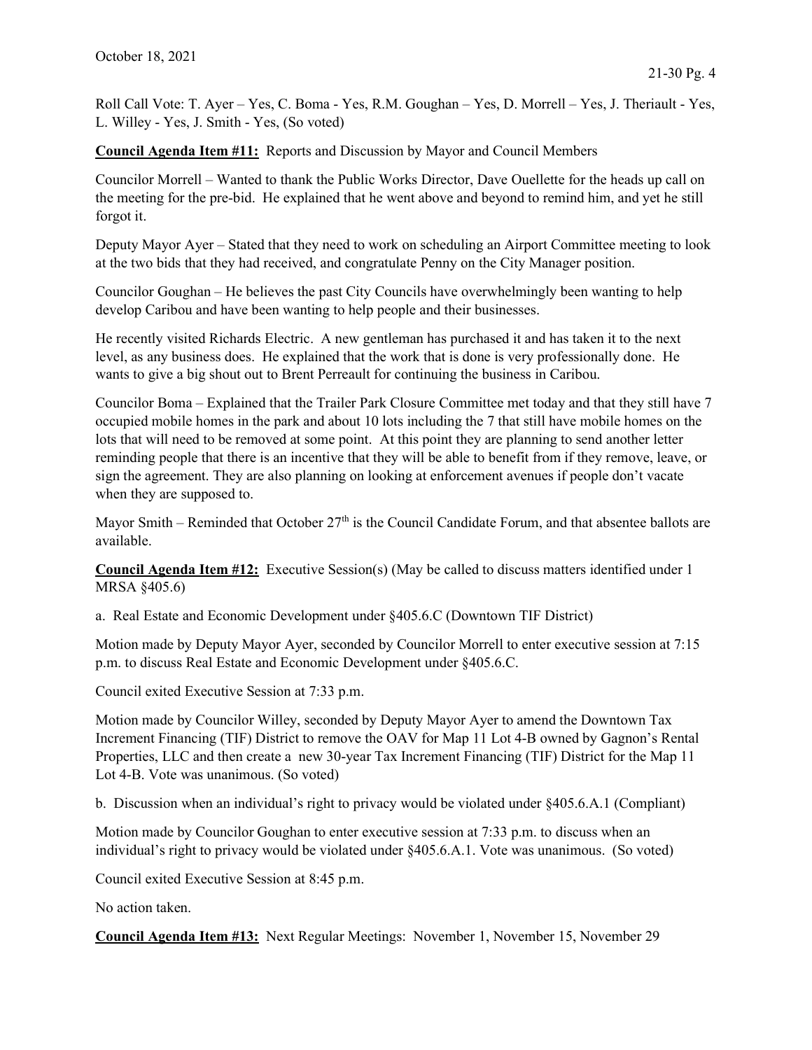Roll Call Vote: T. Ayer – Yes, C. Boma - Yes, R.M. Goughan – Yes, D. Morrell – Yes, J. Theriault - Yes, L. Willey - Yes, J. Smith - Yes, (So voted)

**Council Agenda Item #11:** Reports and Discussion by Mayor and Council Members

Councilor Morrell – Wanted to thank the Public Works Director, Dave Ouellette for the heads up call on the meeting for the pre-bid. He explained that he went above and beyond to remind him, and yet he still forgot it.

Deputy Mayor Ayer – Stated that they need to work on scheduling an Airport Committee meeting to look at the two bids that they had received, and congratulate Penny on the City Manager position.

Councilor Goughan – He believes the past City Councils have overwhelmingly been wanting to help develop Caribou and have been wanting to help people and their businesses.

He recently visited Richards Electric. A new gentleman has purchased it and has taken it to the next level, as any business does. He explained that the work that is done is very professionally done. He wants to give a big shout out to Brent Perreault for continuing the business in Caribou.

Councilor Boma – Explained that the Trailer Park Closure Committee met today and that they still have 7 occupied mobile homes in the park and about 10 lots including the 7 that still have mobile homes on the lots that will need to be removed at some point. At this point they are planning to send another letter reminding people that there is an incentive that they will be able to benefit from if they remove, leave, or sign the agreement. They are also planning on looking at enforcement avenues if people don't vacate when they are supposed to.

Mayor Smith – Reminded that October 27th is the Council Candidate Forum, and that absentee ballots are available.

**Council Agenda Item #12:** Executive Session(s) (May be called to discuss matters identified under 1 MRSA §405.6)

a. Real Estate and Economic Development under §405.6.C (Downtown TIF District)

Motion made by Deputy Mayor Ayer, seconded by Councilor Morrell to enter executive session at 7:15 p.m. to discuss Real Estate and Economic Development under §405.6.C.

Council exited Executive Session at 7:33 p.m.

Motion made by Councilor Willey, seconded by Deputy Mayor Ayer to amend the Downtown Tax Increment Financing (TIF) District to remove the OAV for Map 11 Lot 4-B owned by Gagnon's Rental Properties, LLC and then create a new 30-year Tax Increment Financing (TIF) District for the Map 11 Lot 4-B. Vote was unanimous. (So voted)

b. Discussion when an individual's right to privacy would be violated under §405.6.A.1 (Compliant)

Motion made by Councilor Goughan to enter executive session at 7:33 p.m. to discuss when an individual's right to privacy would be violated under §405.6.A.1. Vote was unanimous. (So voted)

Council exited Executive Session at 8:45 p.m.

No action taken.

**Council Agenda Item #13:** Next Regular Meetings: November 1, November 15, November 29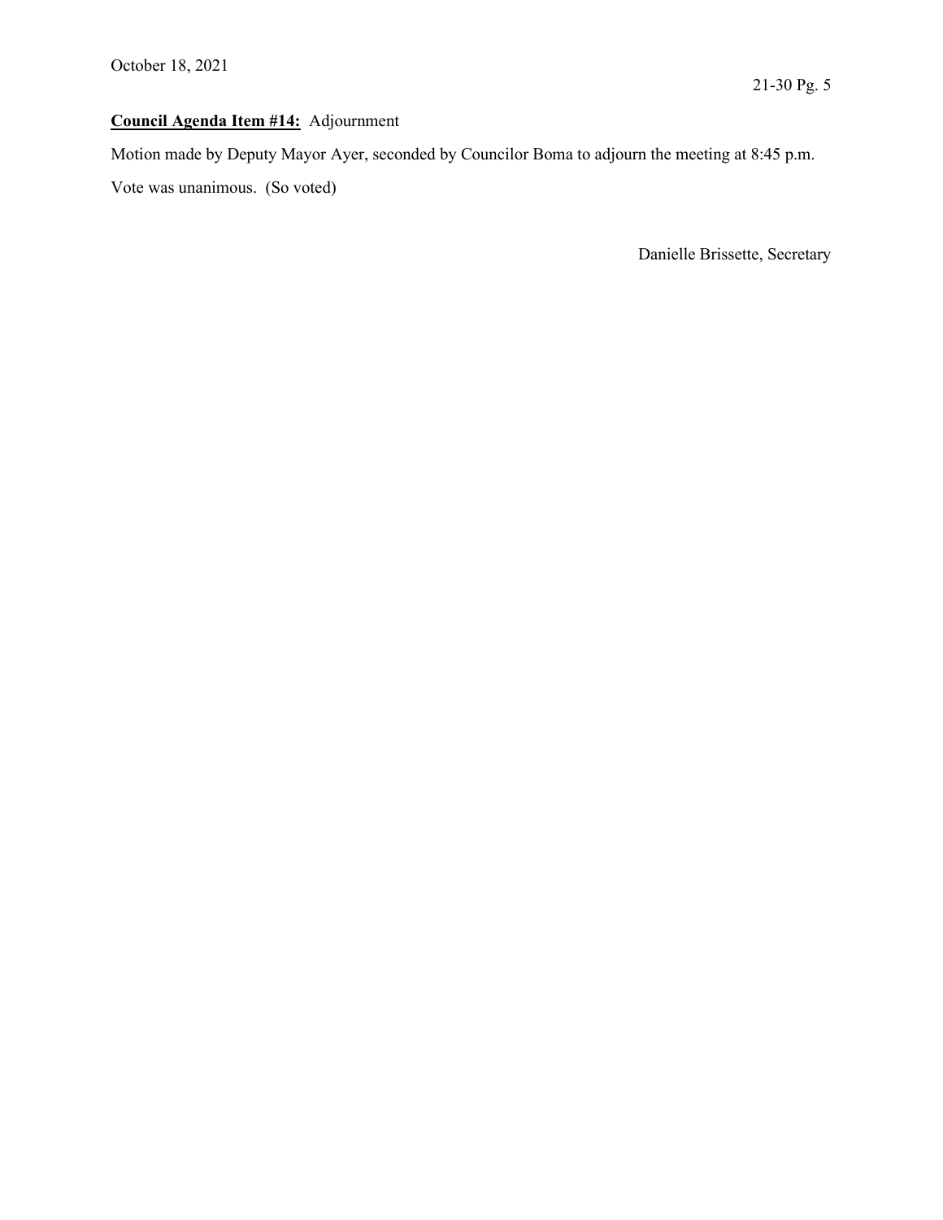**<u>Council Agenda Item #14:</u>** Adjournment

Motion made by Deputy Mayor Ayer, seconded by Councilor Boma to adjourn the meeting at 8:45 p.m.

Vote was unanimous. (So voted)

Danielle Brissette, Secretary